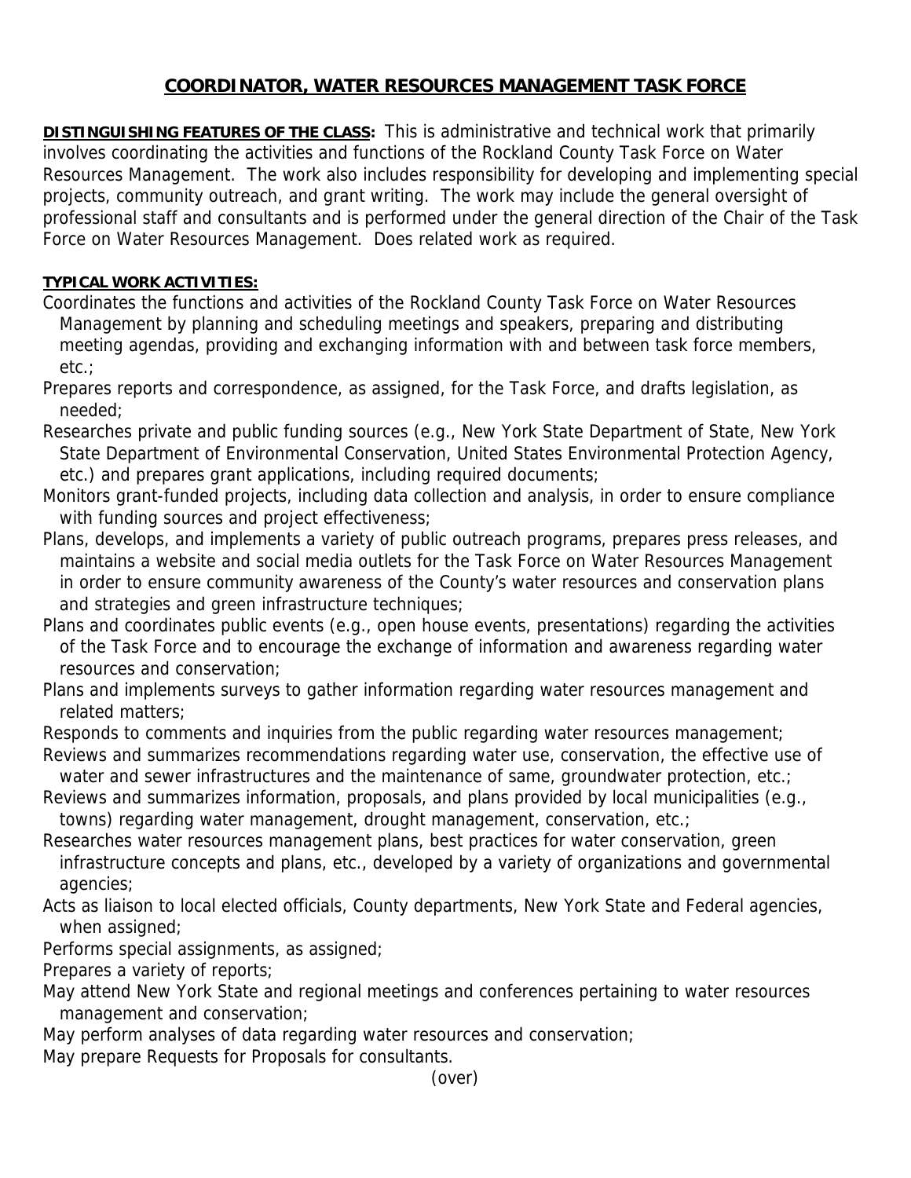# COORDINATOR, WATER RESOURCES MANAGEMENT TASK FORCE

**DISTINGUISHING FEATURES OF THE CLASS:** This is administrative and technical work that primarily involves coordinating the activities and functions of the Rockland County Task Force on Water Resources Management. The work also includes responsibility for developing and implementing special projects, community outreach, and grant writing. The work may include the general oversight of professional staff and consultants and is performed under the general direction of the Chair of the Task Force on Water Resources Management. Does related work as required.

**TYPICAL WORK ACTIVITIES:**

Coordinates the functions and activities of the Rockland County Task Force on Water Resources Management by planning and scheduling meetings and speakers, preparing and distributing meeting agendas, providing and exchanging information with and between task force members, etc.;

Prepares reports and correspondence, as assigned, for the Task Force, and drafts legislation, as needed;

Researches private and public funding sources (e.g., New York State Department of State, New York State Department of Environmental Conservation, United States Environmental Protection Agency, etc.) and prepares grant applications, including required documents;

Monitors grant-funded projects, including data collection and analysis, in order to ensure compliance with funding sources and project effectiveness;

Plans, develops, and implements a variety of public outreach programs, prepares press releases, and maintains a website and social media outlets for the Task Force on Water Resources Management in order to ensure community awareness of the County's water resources and conservation plans and strategies and green infrastructure techniques;

Plans and coordinates public events (e.g., open house events, presentations) regarding the activities of the Task Force and to encourage the exchange of information and awareness regarding water resources and conservation;

Plans and implements surveys to gather information regarding water resources management and related matters;

Responds to comments and inquiries from the public regarding water resources management;

Reviews and summarizes recommendations regarding water use, conservation, the effective use of water and sewer infrastructures and the maintenance of same, groundwater protection, etc.;

Reviews and summarizes information, proposals, and plans provided by local municipalities (e.g., towns) regarding water management, drought management, conservation, etc.;

Researches water resources management plans, best practices for water conservation, green infrastructure concepts and plans, etc., developed by a variety of organizations and governmental agencies;

Acts as liaison to local elected officials, County departments, New York State and Federal agencies, when assigned;

Performs special assignments, as assigned;

Prepares a variety of reports;

May attend New York State and regional meetings and conferences pertaining to water resources management and conservation;

May perform analyses of data regarding water resources and conservation;

May prepare Requests for Proposals for consultants.

(over)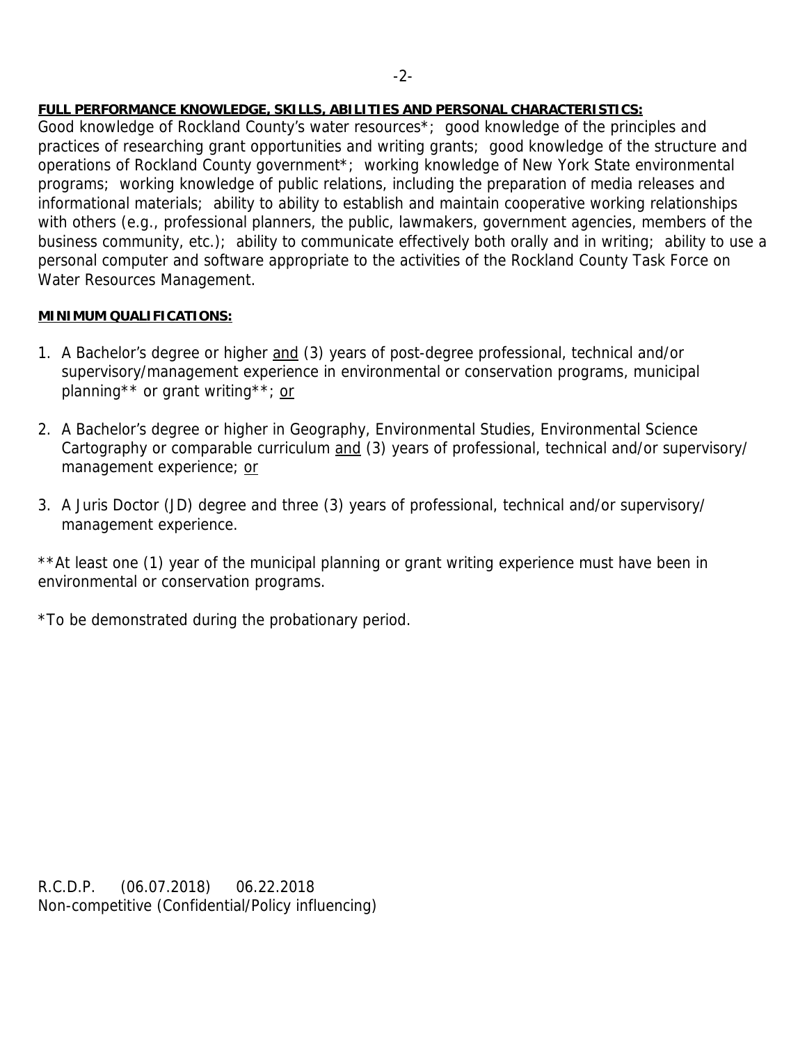**FULL PERFORMANCE KNOWLEDGE, SKILLS, ABILITIES AND PERSONAL CHARACTERISTICS:**
Good knowledge of Rockland County's water resources*; good knowledge of the principles and practices of researching grant opportunities and writing grants; good knowledge of the structure and operations of Rockland County government*; working knowledge of New York State environmental programs; working knowledge of public relations, including the preparation of media releases and informational materials; ability to ability to establish and maintain cooperative working relationships with others (e.g., professional planners, the public, lawmakers, government agencies, members of the business community, etc.); ability to communicate effectively both orally and in writing; ability to use a personal computer and software appropriate to the activities of the Rockland County Task Force on Water Resources Management.

**MINIMUM QUALIFICATIONS:**

1. A Bachelor's degree or higher and (3) years of post-degree professional, technical and/or supervisory/management experience in environmental or conservation programs, municipal planning** or grant writing**; or

2. A Bachelor's degree or higher in Geography, Environmental Studies, Environmental Science Cartography or comparable curriculum and (3) years of professional, technical and/or supervisory/ management experience; or

3. A Juris Doctor (JD) degree and three (3) years of professional, technical and/or supervisory/ management experience.

**At least one (1) year of the municipal planning or grant writing experience must have been in environmental or conservation programs.

*To be demonstrated during the probationary period.

R.C.D.P. (06.07.2018) 06.22.2018
Non-competitive (Confidential/Policy influencing)